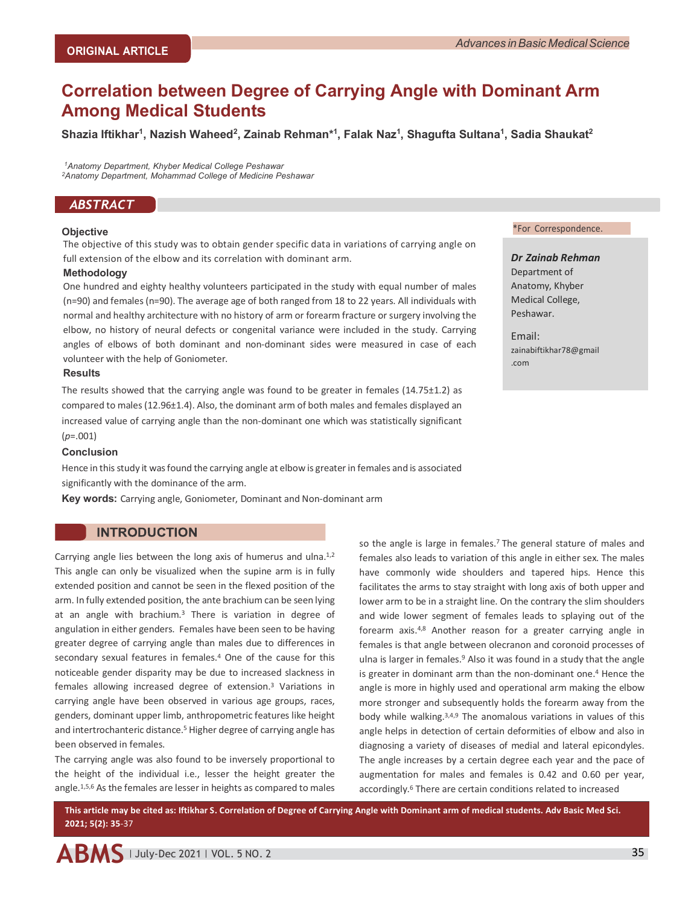ORIGINAL ARTICLE

# Correlation between Degree of Carrying Angle with Dominant Arm Among Medical Students

**Shazia Iftikhar[1], Nazish Waheed[2], Zainab Rehman*[1], Falak Naz[1], Shagufta Sultana[1], Sadia Shaukat[2]**

*[1]Anatomy Department, Khyber Medical College Peshawar*
*[2]Anatomy Department, Mohammad College of Medicine Peshawar*

*For Correspondence.

***Dr Zainab Rehman***
Department of Anatomy, Khyber Medical College, Peshawar.

Email: zainabiftikhar78@gmail.com

## ABSTRACT

### Objective

The objective of this study was to obtain gender specific data in variations of carrying angle on full extension of the elbow and its correlation with dominant arm.

### Methodology

One hundred and eighty healthy volunteers participated in the study with equal number of males (n=90) and females (n=90). The average age of both ranged from 18 to 22 years. All individuals with normal and healthy architecture with no history of arm or forearm fracture or surgery involving the elbow, no history of neural defects or congenital variance were included in the study. Carrying angles of elbows of both dominant and non-dominant sides were measured in case of each volunteer with the help of Goniometer.

### Results

The results showed that the carrying angle was found to be greater in females (14.75±1.2) as compared to males (12.96±1.4). Also, the dominant arm of both males and females displayed an increased value of carrying angle than the non-dominant one which was statistically significant ($p$=.001)

### Conclusion

Hence in this study it was found the carrying angle at elbow is greater in females and is associated significantly with the dominance of the arm.

**Key words:** Carrying angle, Goniometer, Dominant and Non-dominant arm

## INTRODUCTION

Carrying angle lies between the long axis of humerus and ulna.[1,2] This angle can only be visualized when the supine arm is in fully extended position and cannot be seen in the flexed position of the arm. In fully extended position, the ante brachium can be seen lying at an angle with brachium.[3] There is variation in degree of angulation in either genders. Females have been seen to be having greater degree of carrying angle than males due to differences in secondary sexual features in females.[4] One of the cause for this noticeable gender disparity may be due to increased slackness in females allowing increased degree of extension.[3] Variations in carrying angle have been observed in various age groups, races, genders, dominant upper limb, anthropometric features like height and intertrochanteric distance.[5] Higher degree of carrying angle has been observed in females.

The carrying angle was also found to be inversely proportional to the height of the individual i.e., lesser the height greater the angle.[1,5,6] As the females are lesser in heights as compared to males so the angle is large in females.[7] The general stature of males and females also leads to variation of this angle in either sex. The males have commonly wide shoulders and tapered hips. Hence this facilitates the arms to stay straight with long axis of both upper and lower arm to be in a straight line. On the contrary the slim shoulders and wide lower segment of females leads to splaying out of the forearm axis.[4,8] Another reason for a greater carrying angle in females is that angle between olecranon and coronoid processes of ulna is larger in females.[9] Also it was found in a study that the angle is greater in dominant arm than the non-dominant one.[4] Hence the angle is more in highly used and operational arm making the elbow more stronger and subsequently holds the forearm away from the body while walking.[3,4,9] The anomalous variations in values of this angle helps in detection of certain deformities of elbow and also in diagnosing a variety of diseases of medial and lateral epicondyles. The angle increases by a certain degree each year and the pace of augmentation for males and females is 0.42 and 0.60 per year, accordingly.[6] There are certain conditions related to increased

**This article may be cited as: Iftikhar S. Correlation of Degree of Carrying Angle with Dominant arm of medical students. Adv Basic Med Sci. 2021; 5(2): 35-37**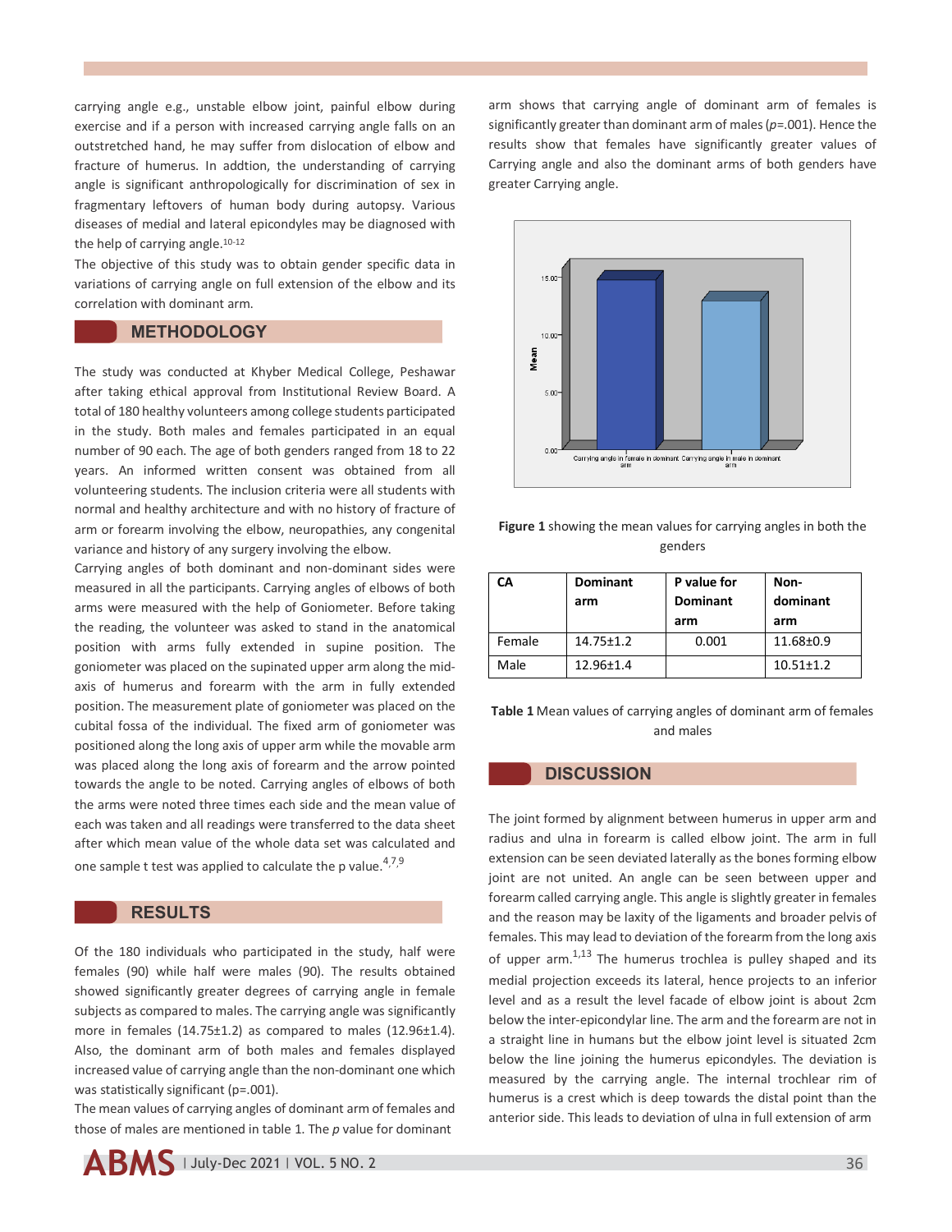carrying angle e.g., unstable elbow joint, painful elbow during exercise and if a person with increased carrying angle falls on an outstretched hand, he may suffer from dislocation of elbow and fracture of humerus. In addtion, the understanding of carrying angle is significant anthropologically for discrimination of sex in fragmentary leftovers of human body during autopsy. Various diseases of medial and lateral epicondyles may be diagnosed with the help of carrying angle.[10-12]

The objective of this study was to obtain gender specific data in variations of carrying angle on full extension of the elbow and its correlation with dominant arm.

## METHODOLOGY

The study was conducted at Khyber Medical College, Peshawar after taking ethical approval from Institutional Review Board. A total of 180 healthy volunteers among college students participated in the study. Both males and females participated in an equal number of 90 each. The age of both genders ranged from 18 to 22 years. An informed written consent was obtained from all volunteering students. The inclusion criteria were all students with normal and healthy architecture and with no history of fracture of arm or forearm involving the elbow, neuropathies, any congenital variance and history of any surgery involving the elbow.

Carrying angles of both dominant and non-dominant sides were measured in all the participants. Carrying angles of elbows of both arms were measured with the help of Goniometer. Before taking the reading, the volunteer was asked to stand in the anatomical position with arms fully extended in supine position. The goniometer was placed on the supinated upper arm along the mid-axis of humerus and forearm with the arm in fully extended position. The measurement plate of goniometer was placed on the cubital fossa of the individual. The fixed arm of goniometer was positioned along the long axis of upper arm while the movable arm was placed along the long axis of forearm and the arrow pointed towards the angle to be noted. Carrying angles of elbows of both the arms were noted three times each side and the mean value of each was taken and all readings were transferred to the data sheet after which mean value of the whole data set was calculated and one sample t test was applied to calculate the p value.[4,7,9]

## RESULTS

Of the 180 individuals who participated in the study, half were females (90) while half were males (90). The results obtained showed significantly greater degrees of carrying angle in female subjects as compared to males. The carrying angle was significantly more in females (14.75±1.2) as compared to males (12.96±1.4). Also, the dominant arm of both males and females displayed increased value of carrying angle than the non-dominant one which was statistically significant (p=.001).

The mean values of carrying angles of dominant arm of females and those of males are mentioned in table 1. The *p* value for dominant arm shows that carrying angle of dominant arm of females is significantly greater than dominant arm of males (*p*=.001). Hence the results show that females have significantly greater values of Carrying angle and also the dominant arms of both genders have greater Carrying angle.

**Figure 1** showing the mean values for carrying angles in both the genders

| CA | Dominant arm | P value for Dominant arm | Non-dominant arm |
|---|---|---|---|
| Female | 14.75±1.2 | 0.001 | 11.68±0.9 |
| Male | 12.96±1.4 | | 10.51±1.2 |

**Table 1** Mean values of carrying angles of dominant arm of females and males

## DISCUSSION

The joint formed by alignment between humerus in upper arm and radius and ulna in forearm is called elbow joint. The arm in full extension can be seen deviated laterally as the bones forming elbow joint are not united. An angle can be seen between upper and forearm called carrying angle. This angle is slightly greater in females and the reason may be laxity of the ligaments and broader pelvis of females. This may lead to deviation of the forearm from the long axis of upper arm.[1,13] The humerus trochlea is pulley shaped and its medial projection exceeds its lateral, hence projects to an inferior level and as a result the level facade of elbow joint is about 2cm below the inter-epicondylar line. The arm and the forearm are not in a straight line in humans but the elbow joint level is situated 2cm below the line joining the humerus epicondyles. The deviation is measured by the carrying angle. The internal trochlear rim of humerus is a crest which is deep towards the distal point than the anterior side. This leads to deviation of ulna in full extension of arm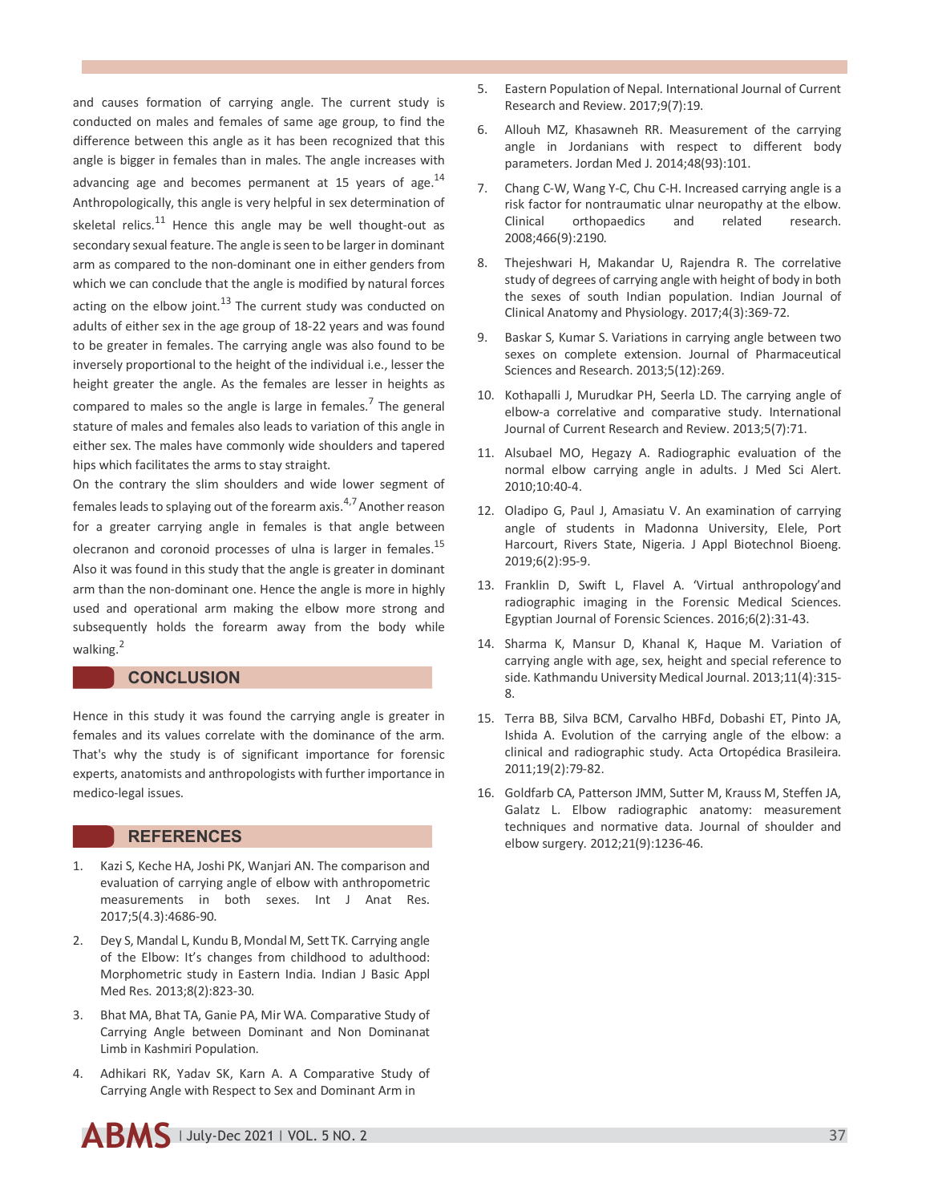and causes formation of carrying angle. The current study is conducted on males and females of same age group, to find the difference between this angle as it has been recognized that this angle is bigger in females than in males. The angle increases with advancing age and becomes permanent at 15 years of age.[14] Anthropologically, this angle is very helpful in sex determination of skeletal relics.[11] Hence this angle may be well thought-out as secondary sexual feature. The angle is seen to be larger in dominant arm as compared to the non-dominant one in either genders from which we can conclude that the angle is modified by natural forces acting on the elbow joint.[13] The current study was conducted on adults of either sex in the age group of 18-22 years and was found to be greater in females. The carrying angle was also found to be inversely proportional to the height of the individual i.e., lesser the height greater the angle. As the females are lesser in heights as compared to males so the angle is large in females.[7] The general stature of males and females also leads to variation of this angle in either sex. The males have commonly wide shoulders and tapered hips which facilitates the arms to stay straight.

On the contrary the slim shoulders and wide lower segment of females leads to splaying out of the forearm axis.[4,7] Another reason for a greater carrying angle in females is that angle between olecranon and coronoid processes of ulna is larger in females.[15] Also it was found in this study that the angle is greater in dominant arm than the non-dominant one. Hence the angle is more in highly used and operational arm making the elbow more strong and subsequently holds the forearm away from the body while walking.[2]

## CONCLUSION

Hence in this study it was found the carrying angle is greater in females and its values correlate with the dominance of the arm. That's why the study is of significant importance for forensic experts, anatomists and anthropologists with further importance in medico-legal issues.

## REFERENCES

1. Kazi S, Keche HA, Joshi PK, Wanjari AN. The comparison and evaluation of carrying angle of elbow with anthropometric measurements in both sexes. Int J Anat Res. 2017;5(4.3):4686-90.
2. Dey S, Mandal L, Kundu B, Mondal M, Sett TK. Carrying angle of the Elbow: It's changes from childhood to adulthood: Morphometric study in Eastern India. Indian J Basic Appl Med Res. 2013;8(2):823-30.
3. Bhat MA, Bhat TA, Ganie PA, Mir WA. Comparative Study of Carrying Angle between Dominant and Non Dominanat Limb in Kashmiri Population.
4. Adhikari RK, Yadav SK, Karn A. A Comparative Study of Carrying Angle with Respect to Sex and Dominant Arm in Eastern Population of Nepal. International Journal of Current Research and Review. 2017;9(7):19.
5. Eastern Population of Nepal. International Journal of Current Research and Review. 2017;9(7):19.
6. Allouh MZ, Khasawneh RR. Measurement of the carrying angle in Jordanians with respect to different body parameters. Jordan Med J. 2014;48(93):101.
7. Chang C-W, Wang Y-C, Chu C-H. Increased carrying angle is a risk factor for nontraumatic ulnar neuropathy at the elbow. Clinical orthopaedics and related research. 2008;466(9):2190.
8. Thejeshwari H, Makandar U, Rajendra R. The correlative study of degrees of carrying angle with height of body in both the sexes of south Indian population. Indian Journal of Clinical Anatomy and Physiology. 2017;4(3):369-72.
9. Baskar S, Kumar S. Variations in carrying angle between two sexes on complete extension. Journal of Pharmaceutical Sciences and Research. 2013;5(12):269.
10. Kothapalli J, Murudkar PH, Seerla LD. The carrying angle of elbow-a correlative and comparative study. International Journal of Current Research and Review. 2013;5(7):71.
11. Alsubael MO, Hegazy A. Radiographic evaluation of the normal elbow carrying angle in adults. J Med Sci Alert. 2010;10:40-4.
12. Oladipo G, Paul J, Amasiatu V. An examination of carrying angle of students in Madonna University, Elele, Port Harcourt, Rivers State, Nigeria. J Appl Biotechnol Bioeng. 2019;6(2):95-9.
13. Franklin D, Swift L, Flavel A. 'Virtual anthropology'and radiographic imaging in the Forensic Medical Sciences. Egyptian Journal of Forensic Sciences. 2016;6(2):31-43.
14. Sharma K, Mansur D, Khanal K, Haque M. Variation of carrying angle with age, sex, height and special reference to side. Kathmandu University Medical Journal. 2013;11(4):315-8.
15. Terra BB, Silva BCM, Carvalho HBFd, Dobashi ET, Pinto JA, Ishida A. Evolution of the carrying angle of the elbow: a clinical and radiographic study. Acta Ortopédica Brasileira. 2011;19(2):79-82.
16. Goldfarb CA, Patterson JMM, Sutter M, Krauss M, Steffen JA, Galatz L. Elbow radiographic anatomy: measurement techniques and normative data. Journal of shoulder and elbow surgery. 2012;21(9):1236-46.